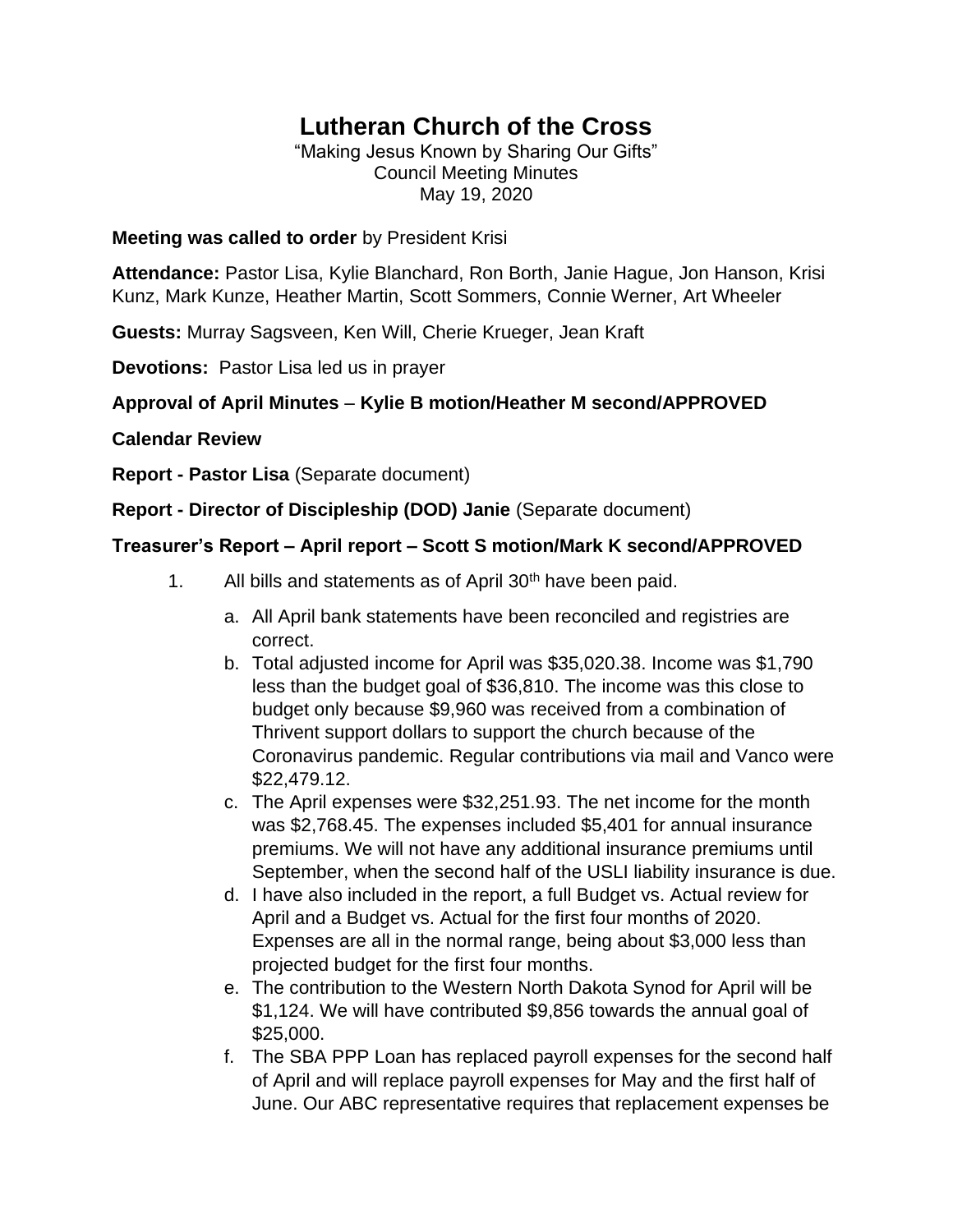# Lutheran Church of the Cross

"Making Jesus Known by Sharing Our Gifts"
Council Meeting Minutes
May 19, 2020

**Meeting was called to order** by President Krisi

**Attendance:** Pastor Lisa, Kylie Blanchard, Ron Borth, Janie Hague, Jon Hanson, Krisi Kunz, Mark Kunze, Heather Martin, Scott Sommers, Connie Werner, Art Wheeler

**Guests:** Murray Sagsveen, Ken Will, Cherie Krueger, Jean Kraft

**Devotions:** Pastor Lisa led us in prayer

**Approval of April Minutes** – **Kylie B motion/Heather M second/APPROVED**

**Calendar Review**

**Report - Pastor Lisa** (Separate document)

**Report - Director of Discipleship (DOD) Janie** (Separate document)

**Treasurer's Report – April report – Scott S motion/Mark K second/APPROVED**

1. All bills and statements as of April 30th have been paid.
   a. All April bank statements have been reconciled and registries are correct.
   b. Total adjusted income for April was $35,020.38. Income was $1,790 less than the budget goal of $36,810. The income was this close to budget only because $9,960 was received from a combination of Thrivent support dollars to support the church because of the Coronavirus pandemic. Regular contributions via mail and Vanco were $22,479.12.
   c. The April expenses were $32,251.93. The net income for the month was $2,768.45. The expenses included $5,401 for annual insurance premiums. We will not have any additional insurance premiums until September, when the second half of the USLI liability insurance is due.
   d. I have also included in the report, a full Budget vs. Actual review for April and a Budget vs. Actual for the first four months of 2020. Expenses are all in the normal range, being about $3,000 less than projected budget for the first four months.
   e. The contribution to the Western North Dakota Synod for April will be $1,124. We will have contributed $9,856 towards the annual goal of $25,000.
   f. The SBA PPP Loan has replaced payroll expenses for the second half of April and will replace payroll expenses for May and the first half of June. Our ABC representative requires that replacement expenses be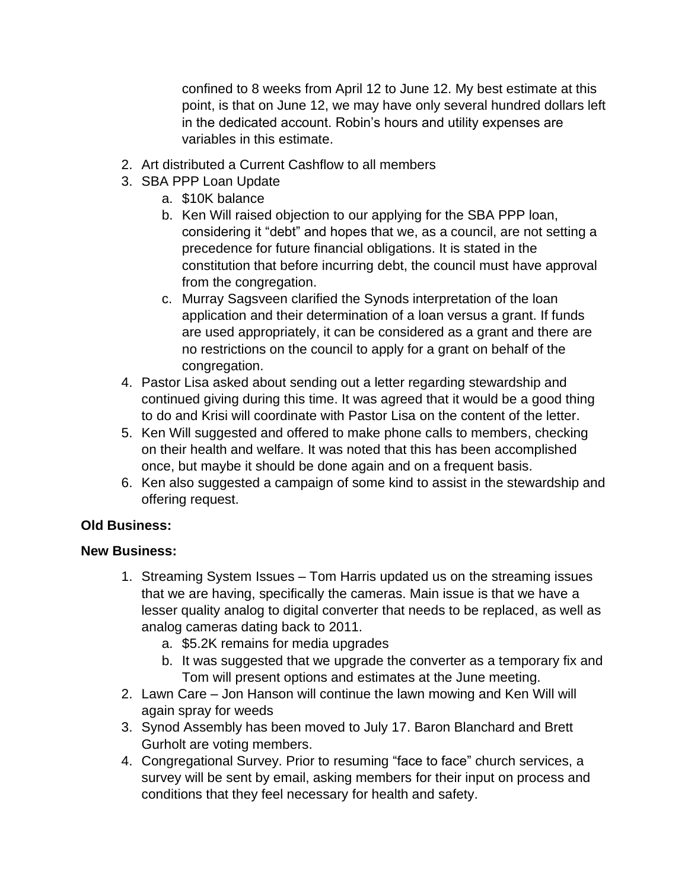confined to 8 weeks from April 12 to June 12. My best estimate at this point, is that on June 12, we may have only several hundred dollars left in the dedicated account. Robin's hours and utility expenses are variables in this estimate.

2. Art distributed a Current Cashflow to all members
3. SBA PPP Loan Update
   a. \$10K balance
   b. Ken Will raised objection to our applying for the SBA PPP loan, considering it "debt" and hopes that we, as a council, are not setting a precedence for future financial obligations. It is stated in the constitution that before incurring debt, the council must have approval from the congregation.
   c. Murray Sagsveen clarified the Synods interpretation of the loan application and their determination of a loan versus a grant. If funds are used appropriately, it can be considered as a grant and there are no restrictions on the council to apply for a grant on behalf of the congregation.
4. Pastor Lisa asked about sending out a letter regarding stewardship and continued giving during this time. It was agreed that it would be a good thing to do and Krisi will coordinate with Pastor Lisa on the content of the letter.
5. Ken Will suggested and offered to make phone calls to members, checking on their health and welfare. It was noted that this has been accomplished once, but maybe it should be done again and on a frequent basis.
6. Ken also suggested a campaign of some kind to assist in the stewardship and offering request.

**Old Business:**

**New Business:**

1. Streaming System Issues – Tom Harris updated us on the streaming issues that we are having, specifically the cameras. Main issue is that we have a lesser quality analog to digital converter that needs to be replaced, as well as analog cameras dating back to 2011.
   a. \$5.2K remains for media upgrades
   b. It was suggested that we upgrade the converter as a temporary fix and Tom will present options and estimates at the June meeting.
2. Lawn Care – Jon Hanson will continue the lawn mowing and Ken Will will again spray for weeds
3. Synod Assembly has been moved to July 17. Baron Blanchard and Brett Gurholt are voting members.
4. Congregational Survey. Prior to resuming "face to face" church services, a survey will be sent by email, asking members for their input on process and conditions that they feel necessary for health and safety.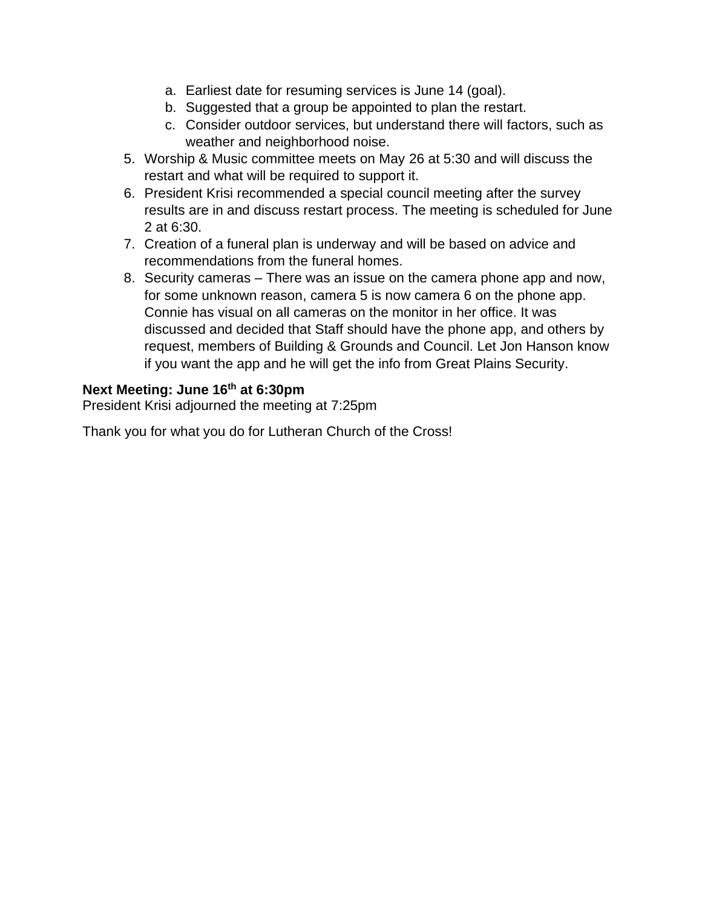a. Earliest date for resuming services is June 14 (goal).
   b. Suggested that a group be appointed to plan the restart.
   c. Consider outdoor services, but understand there will factors, such as weather and neighborhood noise.

5. Worship & Music committee meets on May 26 at 5:30 and will discuss the restart and what will be required to support it.
6. President Krisi recommended a special council meeting after the survey results are in and discuss restart process. The meeting is scheduled for June 2 at 6:30.
7. Creation of a funeral plan is underway and will be based on advice and recommendations from the funeral homes.
8. Security cameras – There was an issue on the camera phone app and now, for some unknown reason, camera 5 is now camera 6 on the phone app. Connie has visual on all cameras on the monitor in her office. It was discussed and decided that Staff should have the phone app, and others by request, members of Building & Grounds and Council. Let Jon Hanson know if you want the app and he will get the info from Great Plains Security.

**Next Meeting: June 16th at 6:30pm**
President Krisi adjourned the meeting at 7:25pm

Thank you for what you do for Lutheran Church of the Cross!